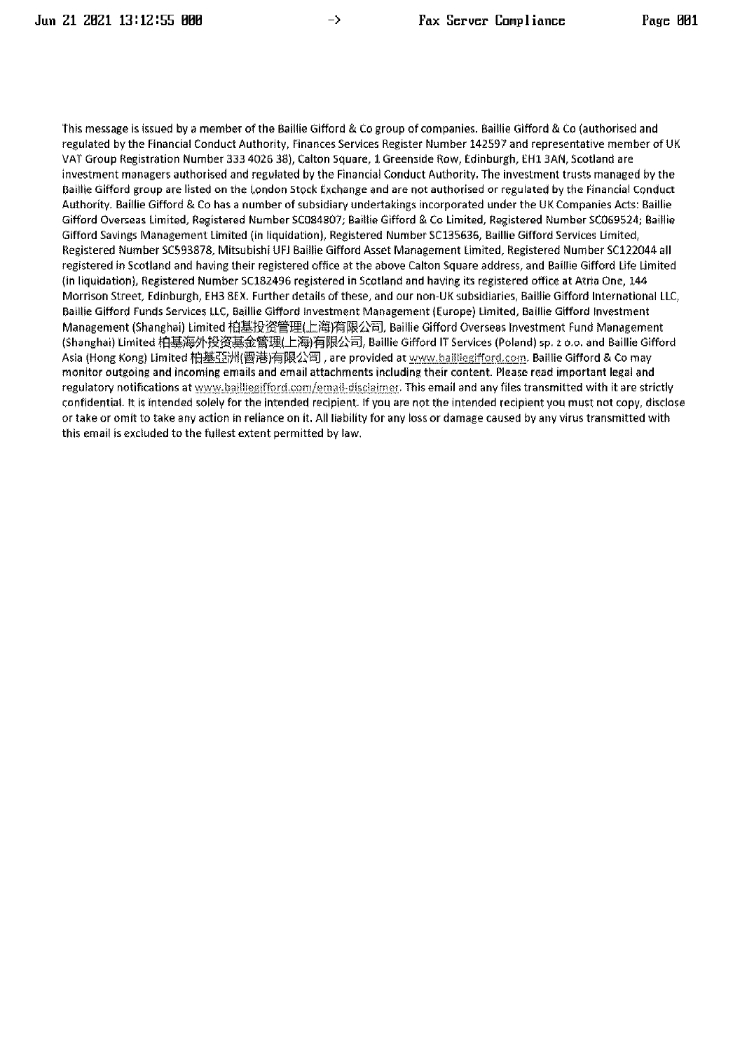This message is issued by a member of the Baillie Gifford & Co group of companies. Baillie Gifford & Co (authorised and regulated by the Financial Conduct Authority, Finances Services Register Number 142597 and representative member of UK VAT Group Registration Number 333 4026 38), Calton Square, 1 Greenside Row, Edinburgh, EH1 3AN, Scotland are investment managers authorised and regulated by the Financial Conduct Authority. The investment trusts managed by the Baillie Gifford group are listed on the London Stock Exchange and are not authorised or regulated by the Financial Conduct Authority. Baillie Gifford & Co has a number of subsidiary undertakings incorporated under the UK Companies Acts: Baillie Gifford Overseas Limited, Registered Number SC084807; Baillie Gifford & Co Limited, Registered Number SC069524; Baillie Gifford Savings Management Limited (in liquidation), Registered Number SC135636, Baillie Gifford Services Limited, Registered Number SC593878, Mitsubishi UFJ Baillie Gifford Asset Management Limited, Registered Number SC122044 all registered in Scotland and having their registered office at the above Calton Square address, and Baillie Gifford Life Limited (in liquidation), Registered Number SC182496 registered in Scotland and having its registered office at Atria One, 144 Morrison Street, Edinburgh, EH3 8EX. Further details of these, and our non-UK subsidiaries, Baillie Gifford International LLC, Baillie Gifford Funds Services LLC, Baillie Gifford Investment Management (Europe) Limited, Baillie Gifford Investment Management (Shanghai) Limited 柏基投资管理(上海)有限公司, Baillie Gifford Overseas Investment Fund Management (Shanghai) Limited 柏基海外投资基金管理(上海)有限公司, Baillie Gifford IT Services (Poland) sp. z o.o. and Baillie Gifford Asia (Hong Kong) Limited 柏基亞洲(香港)有限公司 , are provided at www.bailliegifford.com. Baillie Gifford & Co may monitor outgoing and incoming emails and email attachments including their content. Please read important legal and regulatory notifications at www.bailliegifford.com/email-disclaimer. This email and any files transmitted with it are strictly confidential. It is intended solely for the intended recipient. If you are not the intended recipient you must not copy, disclose or take or omit to take any action in reliance on it. All liability for any loss or damage caused by any virus transmitted with this email is excluded to the fullest extent permitted by law.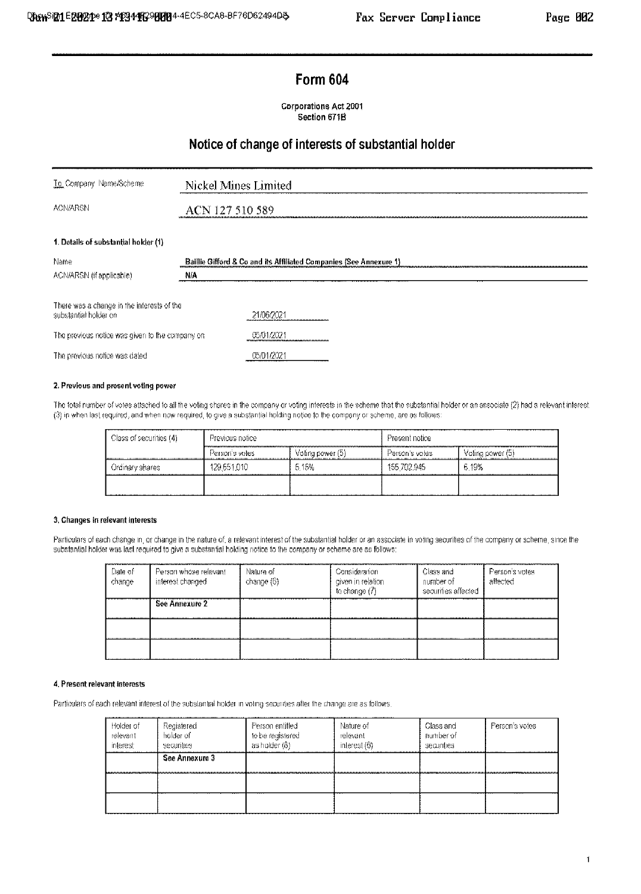# Form 604

Corporations Act 2001
Section 671B

## Notice of change of interests of substantial holder

| | |
|---|---|
| To Company Name/Scheme | Nickel Mines Limited |
| ACN/ARSN | ACN 127 510 589 |

**1. Details of substantial holder (1)**

| | |
|---|---|
| Name | Baillie Gifford & Co and its Affiliated Companies (See Annexure 1) |
| ACN/ARSN (if applicable) | N/A |

| | |
|---|---|
| There was a change in the interests of the substantial holder on | 21/06/2021 |
| The previous notice was given to the company on | 05/01/2021 |
| The previous notice was dated | 05/01/2021 |

**2. Previous and present voting power**

The total number of votes attached to all the voting shares in the company or voting interests in the scheme that the substantial holder or an associate (2) had a relevant interest (3) in when last required, and when now required, to give a substantial holding notice to the company or scheme, are as follows:

| Class of securities (4) | Previous notice | | Present notice | |
|---|---|---|---|---|
| | Person's votes | Voting power (5) | Person's votes | Voting power (5) |
| Ordinary shares | 129,551,010 | 5.15% | 155,702,945 | 6.19% |
| | | | | |

**3. Changes in relevant interests**

Particulars of each change in, or change in the nature of, a relevant interest of the substantial holder or an associate in voting securities of the company or scheme, since the substantial holder was last required to give a substantial holding notice to the company or scheme are as follows:

| Date of change | Person whose relevant interest changed | Nature of change (6) | Consideration given in relation to change (7) | Class and number of securities affected | Person's votes affected |
|---|---|---|---|---|---|
| | **See Annexure 2** | | | | |
| | | | | | |
| | | | | | |

**4. Present relevant interests**

Particulars of each relevant interest of the substantial holder in voting securities after the change are as follows:

| Holder of relevant interest | Registered holder of securities | Person entitled to be registered as holder (8) | Nature of relevant interest (6) | Class and number of securities | Person's votes |
|---|---|---|---|---|---|
| | **See Annexure 3** | | | | |
| | | | | | |
| | | | | | |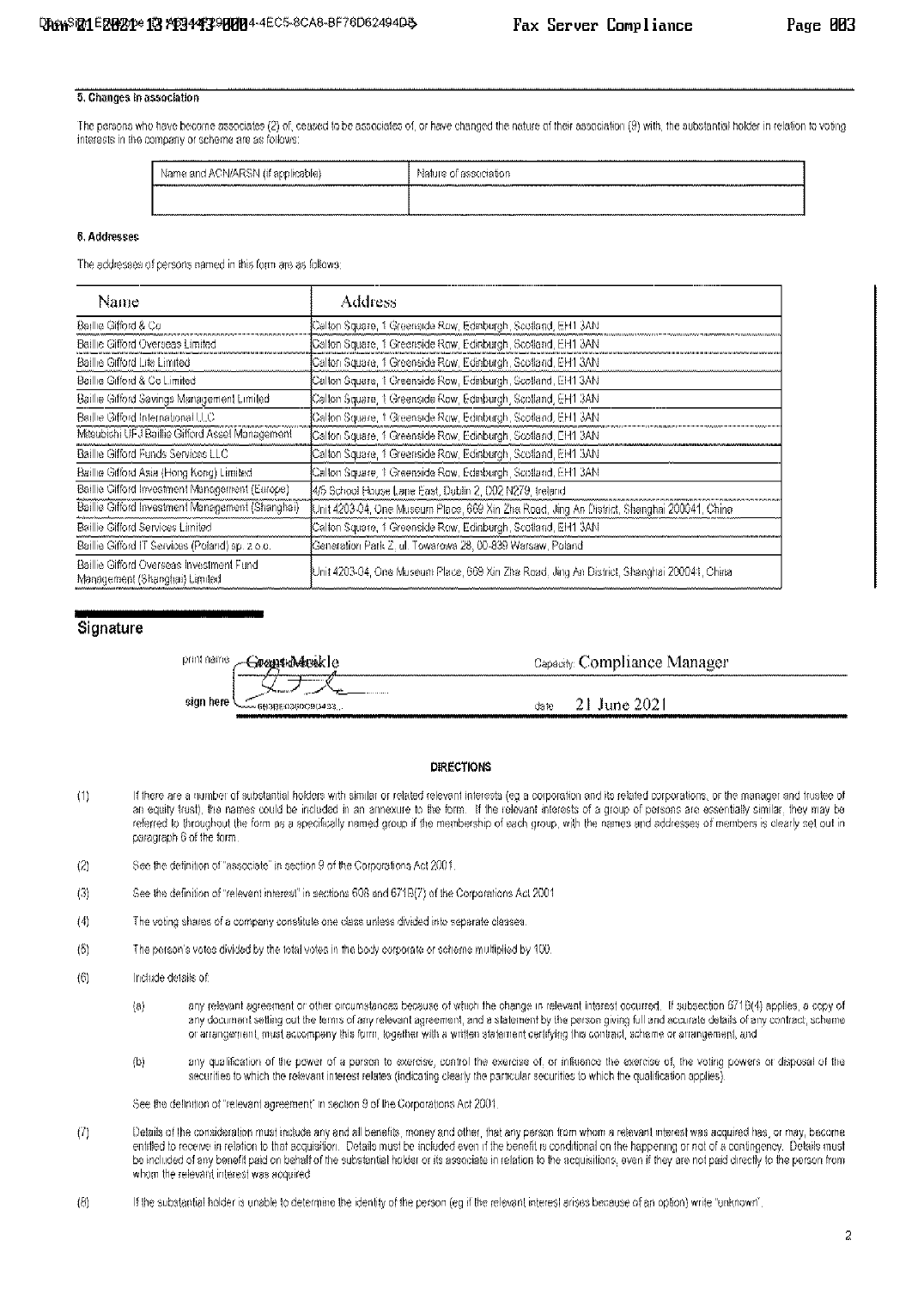### 5. Changes in association

The persons who have become associates (2) of, ceased to be associates of, or have changed the nature of their association (9) with, the substantial holder in relation to voting interests in the company or scheme are as follows:

| Name and ACN/ARSN (if applicable) | Nature of association |
| --- | --- |
| | |

### 6. Addresses

The addresses of persons named in this form are as follows:

| Name | Address |
| --- | --- |
| Baillie Gifford & Co | Calton Square, 1 Greenside Row, Edinburgh, Scotland, EH1 3AN |
| Baillie Gifford Overseas Limited | Calton Square, 1 Greenside Row, Edinburgh, Scotland, EH1 3AN |
| Baillie Gifford Life Limited | Calton Square, 1 Greenside Row, Edinburgh, Scotland, EH1 3AN |
| Baillie Gifford & Co Limited | Calton Square, 1 Greenside Row, Edinburgh, Scotland, EH1 3AN |
| Baillie Gifford Savings Management Limited | Calton Square, 1 Greenside Row, Edinburgh, Scotland, EH1 3AN |
| Baillie Gifford International LLC | Calton Square, 1 Greenside Row, Edinburgh, Scotland, EH1 3AN |
| Mitsubishi UFJ Baillie Gifford Asset Management | Calton Square, 1 Greenside Row, Edinburgh, Scotland, EH1 3AN |
| Baillie Gifford Funds Services LLC | Calton Square, 1 Greenside Row, Edinburgh, Scotland, EH1 3AN |
| Baillie Gifford Asia (Hong Kong) Limited | Calton Square, 1 Greenside Row, Edinburgh, Scotland, EH1 3AN |
| Baillie Gifford Investment Management (Europe) | 4/5 School House Lane East, Dublin 2, D02 N279, Ireland |
| Baillie Gifford Investment Management (Shanghai) | Unit 4203-04, One Museum Place, 669 Xin Zha Road, Jing An District, Shanghai 200041, China |
| Baillie Gifford Services Limited | Calton Square, 1 Greenside Row, Edinburgh, Scotland, EH1 3AN |
| Baillie Gifford IT Services (Poland) sp. z o.o. | Generation Park Z, ul. Towarowa 28, 00-839 Warsaw, Poland |
| Baillie Gifford Overseas Investment Fund Management (Shanghai) Limited | Unit 4203-04, One Museum Place, 669 Xin Zha Road, Jing An District, Shanghai 200041, China |

## Signature

print name Grant Meikle    capacity Compliance Manager

sign here    date 21 June 2021

### DIRECTIONS

(1) If there are a number of substantial holders with similar or related relevant interests (eg a corporation and its related corporations, or the manager and trustee of an equity trust), the names could be included in an annexure to the form. If the relevant interests of a group of persons are essentially similar, they may be referred to throughout the form as a specifically named group if the membership of each group, with the names and addresses of members is clearly set out in paragraph 6 of the form.

(2) See the definition of "associate" in section 9 of the Corporations Act 2001.

(3) See the definition of "relevant interest" in sections 608 and 671B(7) of the Corporations Act 2001.

(4) The voting shares of a company constitute one class unless divided into separate classes.

(5) The person's votes divided by the total votes in the body corporate or scheme multiplied by 100.

(6) Include details of:

(a) any relevant agreement or other circumstances because of which the change in relevant interest occurred. If subsection 671B(4) applies, a copy of any document setting out the terms of any relevant agreement, and a statement by the person giving full and accurate details of any contract, scheme or arrangement, must accompany this form, together with a written statement certifying this contract, scheme or arrangement; and

(b) any qualification of the power of a person to exercise, control the exercise of, or influence the exercise of, the voting powers or disposal of the securities to which the relevant interest relates (indicating clearly the particular securities to which the qualification applies).

See the definition of "relevant agreement" in section 9 of the Corporations Act 2001.

(7) Details of the consideration must include any and all benefits, money and other, that any person from whom a relevant interest was acquired has, or may, become entitled to receive in relation to that acquisition. Details must be included even if the benefit is conditional on the happening or not of a contingency. Details must be included of any benefit paid on behalf of the substantial holder or its associate in relation to the acquisitions, even if they are not paid directly to the person from whom the relevant interest was acquired.

(8) If the substantial holder is unable to determine the identity of the person (eg if the relevant interest arises because of an option) write "unknown".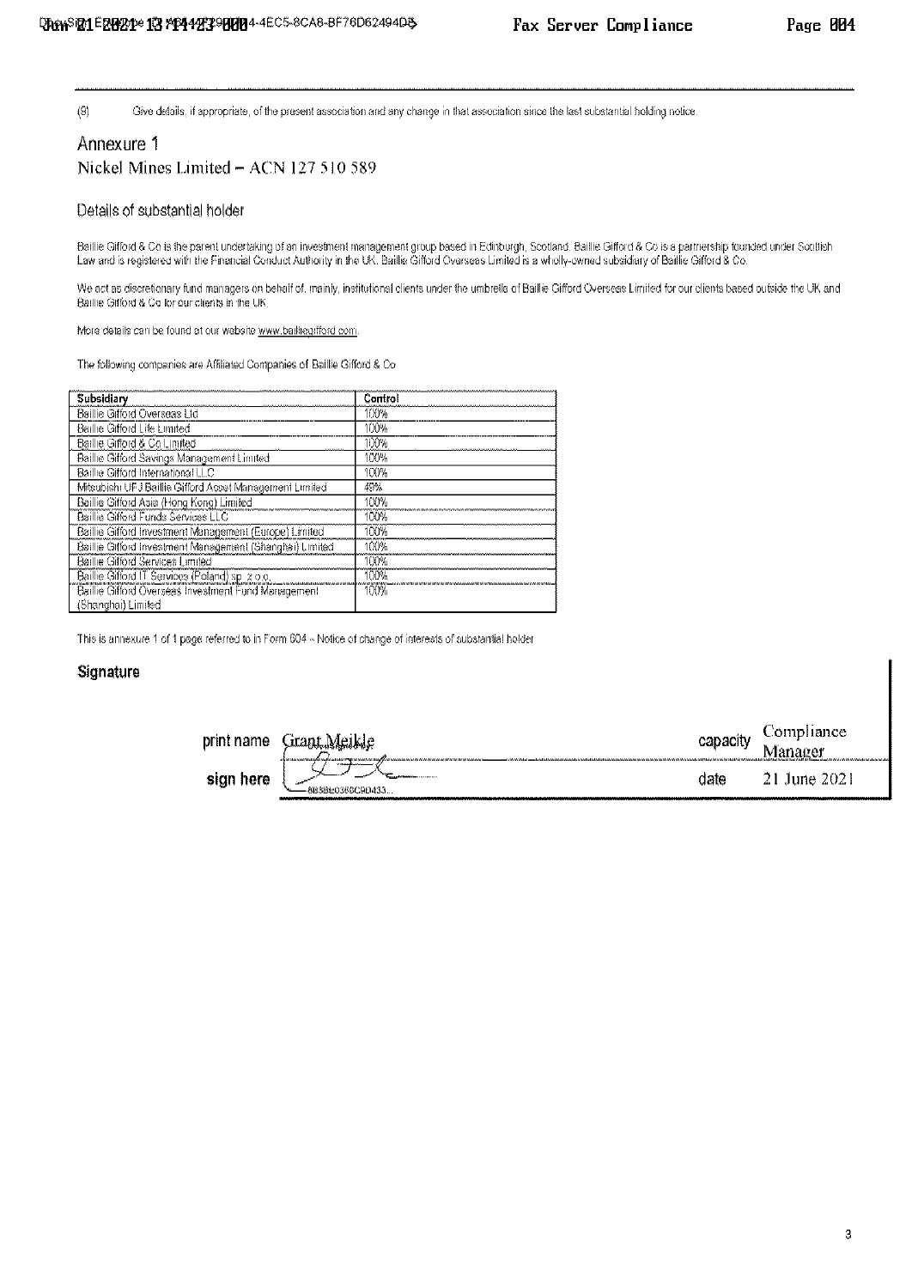(9) Give details, if appropriate, of the present association and any change in that association since the last substantial holding notice.

## Annexure 1

### Nickel Mines Limited – ACN 127 510 589

### Details of substantial holder

Baillie Gifford & Co is the parent undertaking of an investment management group based in Edinburgh, Scotland. Baillie Gifford & Co is a partnership founded under Scottish Law and is registered with the Financial Conduct Authority in the UK. Baillie Gifford Overseas Limited is a wholly-owned subsidiary of Baillie Gifford & Co.

We act as discretionary fund managers on behalf of, mainly, institutional clients under the umbrella of Baillie Gifford Overseas Limited for our clients based outside the UK and Baillie Gifford & Co for our clients in the UK.

More details can be found at our website www.bailliegifford.com.

The following companies are Affiliated Companies of Baillie Gifford & Co

| Subsidiary | Control |
|---|---|
| Baillie Gifford Overseas Ltd | 100% |
| Baillie Gifford Life Limited | 100% |
| Baillie Gifford & Co Limited | 100% |
| Baillie Gifford Savings Management Limited | 100% |
| Baillie Gifford International LLC | 100% |
| Mitsubishi UFJ Baillie Gifford Asset Management Limited | 49% |
| Baillie Gifford Asia (Hong Kong) Limited | 100% |
| Baillie Gifford Funds Services LLC | 100% |
| Baillie Gifford Investment Management (Europe) Limited | 100% |
| Baillie Gifford Investment Management (Shanghai) Limited | 100% |
| Baillie Gifford Services Limited | 100% |
| Baillie Gifford IT Services (Poland) sp. z o.o. | 100% |
| Baillie Gifford Overseas Investment Fund Management (Shanghai) Limited | 100% |

This is annexure 1 of 1 page referred to in Form 604 – Notice of change of interests of substantial holder

### Signature

| | | | |
|---|---|---|---|
| print name | Grant Meikle | capacity | Compliance Manager |
| sign here | 8B3BE0368C9D433... | date | 21 June 2021 |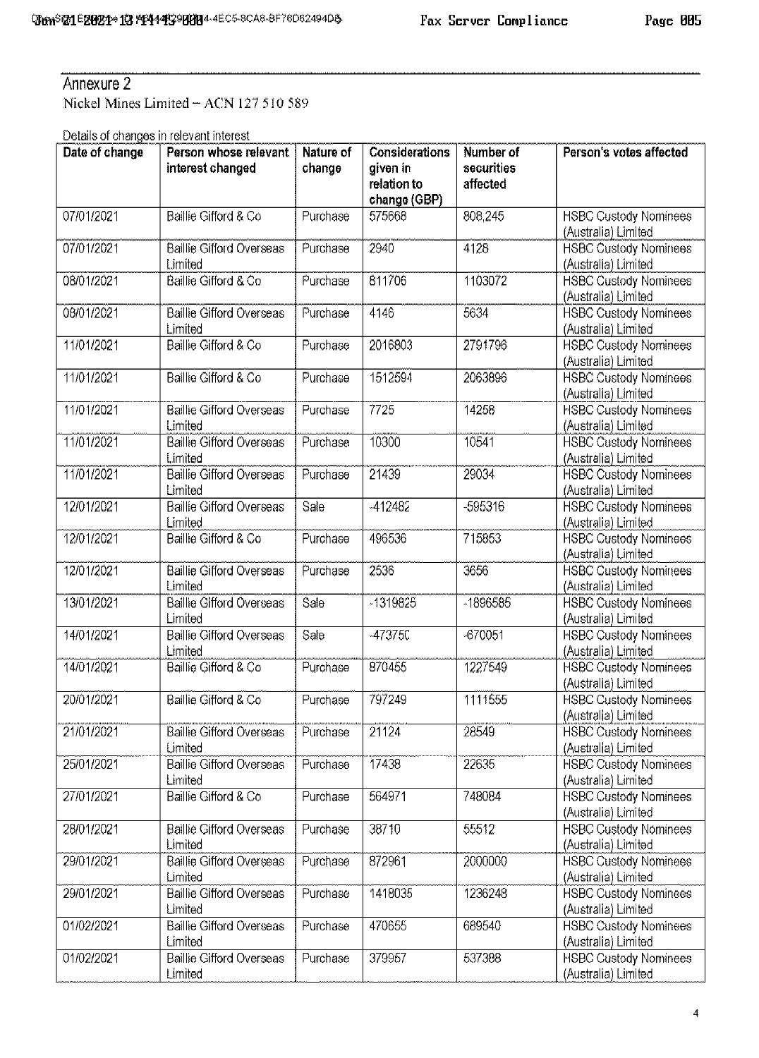## Annexure 2

Nickel Mines Limited – ACN 127 510 589

Details of changes in relevant interest

| Date of change | Person whose relevant interest changed | Nature of change | Considerations given in relation to change (GBP) | Number of securities affected | Person's votes affected |
|---|---|---|---|---|---|
| 07/01/2021 | Baillie Gifford & Co | Purchase | 575668 | 808,245 | HSBC Custody Nominees (Australia) Limited |
| 07/01/2021 | Baillie Gifford Overseas Limited | Purchase | 2940 | 4128 | HSBC Custody Nominees (Australia) Limited |
| 08/01/2021 | Baillie Gifford & Co | Purchase | 811706 | 1103072 | HSBC Custody Nominees (Australia) Limited |
| 08/01/2021 | Baillie Gifford Overseas Limited | Purchase | 4146 | 5634 | HSBC Custody Nominees (Australia) Limited |
| 11/01/2021 | Baillie Gifford & Co | Purchase | 2016803 | 2791796 | HSBC Custody Nominees (Australia) Limited |
| 11/01/2021 | Baillie Gifford & Co | Purchase | 1512594 | 2063896 | HSBC Custody Nominees (Australia) Limited |
| 11/01/2021 | Baillie Gifford Overseas Limited | Purchase | 7725 | 14258 | HSBC Custody Nominees (Australia) Limited |
| 11/01/2021 | Baillie Gifford Overseas Limited | Purchase | 10300 | 10541 | HSBC Custody Nominees (Australia) Limited |
| 11/01/2021 | Baillie Gifford Overseas Limited | Purchase | 21439 | 29034 | HSBC Custody Nominees (Australia) Limited |
| 12/01/2021 | Baillie Gifford Overseas Limited | Sale | -412482 | -595316 | HSBC Custody Nominees (Australia) Limited |
| 12/01/2021 | Baillie Gifford & Co | Purchase | 496536 | 715853 | HSBC Custody Nominees (Australia) Limited |
| 12/01/2021 | Baillie Gifford Overseas Limited | Purchase | 2536 | 3656 | HSBC Custody Nominees (Australia) Limited |
| 13/01/2021 | Baillie Gifford Overseas Limited | Sale | -1319825 | -1896585 | HSBC Custody Nominees (Australia) Limited |
| 14/01/2021 | Baillie Gifford Overseas Limited | Sale | -473750 | -670051 | HSBC Custody Nominees (Australia) Limited |
| 14/01/2021 | Baillie Gifford & Co | Purchase | 870455 | 1227549 | HSBC Custody Nominees (Australia) Limited |
| 20/01/2021 | Baillie Gifford & Co | Purchase | 797249 | 1111555 | HSBC Custody Nominees (Australia) Limited |
| 21/01/2021 | Baillie Gifford Overseas Limited | Purchase | 21124 | 28549 | HSBC Custody Nominees (Australia) Limited |
| 25/01/2021 | Baillie Gifford Overseas Limited | Purchase | 17438 | 22635 | HSBC Custody Nominees (Australia) Limited |
| 27/01/2021 | Baillie Gifford & Co | Purchase | 564971 | 748084 | HSBC Custody Nominees (Australia) Limited |
| 28/01/2021 | Baillie Gifford Overseas Limited | Purchase | 38710 | 55512 | HSBC Custody Nominees (Australia) Limited |
| 29/01/2021 | Baillie Gifford Overseas Limited | Purchase | 872961 | 2000000 | HSBC Custody Nominees (Australia) Limited |
| 29/01/2021 | Baillie Gifford Overseas Limited | Purchase | 1418035 | 1236248 | HSBC Custody Nominees (Australia) Limited |
| 01/02/2021 | Baillie Gifford Overseas Limited | Purchase | 470655 | 689540 | HSBC Custody Nominees (Australia) Limited |
| 01/02/2021 | Baillie Gifford Overseas Limited | Purchase | 379957 | 537388 | HSBC Custody Nominees (Australia) Limited |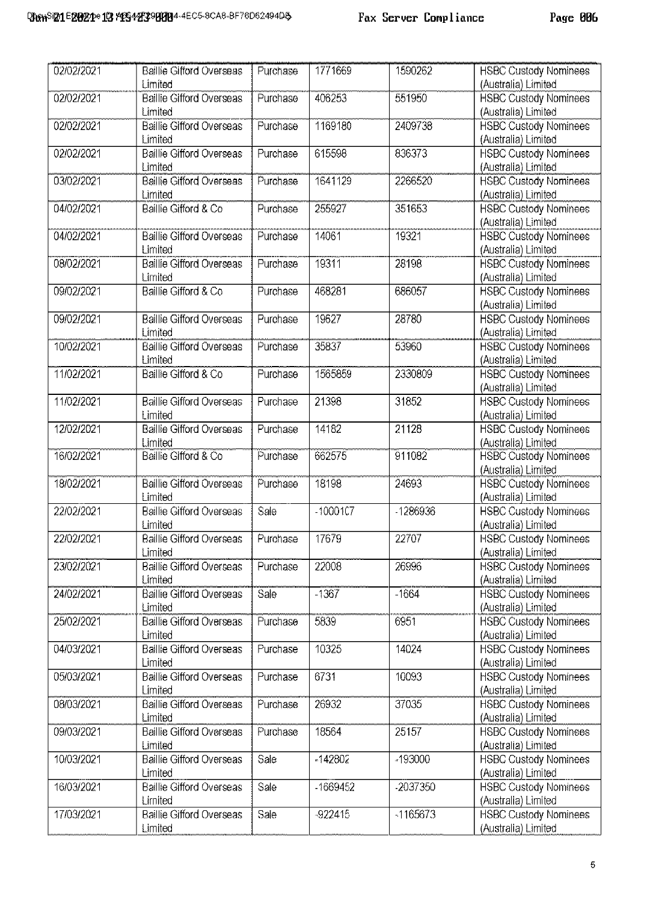| 02/02/2021 | Baillie Gifford Overseas Limited | Purchase | 1771669 | 1590262 | HSBC Custody Nominees (Australia) Limited |
|---|---|---|---|---|---|
| 02/02/2021 | Baillie Gifford Overseas Limited | Purchase | 406253 | 551950 | HSBC Custody Nominees (Australia) Limited |
| 02/02/2021 | Baillie Gifford Overseas Limited | Purchase | 1169180 | 2409738 | HSBC Custody Nominees (Australia) Limited |
| 02/02/2021 | Baillie Gifford Overseas Limited | Purchase | 615598 | 836373 | HSBC Custody Nominees (Australia) Limited |
| 03/02/2021 | Baillie Gifford Overseas Limited | Purchase | 1641129 | 2266520 | HSBC Custody Nominees (Australia) Limited |
| 04/02/2021 | Baillie Gifford & Co | Purchase | 255927 | 351653 | HSBC Custody Nominees (Australia) Limited |
| 04/02/2021 | Baillie Gifford Overseas Limited | Purchase | 14061 | 19321 | HSBC Custody Nominees (Australia) Limited |
| 08/02/2021 | Baillie Gifford Overseas Limited | Purchase | 19311 | 28198 | HSBC Custody Nominees (Australia) Limited |
| 09/02/2021 | Baillie Gifford & Co | Purchase | 468281 | 686057 | HSBC Custody Nominees (Australia) Limited |
| 09/02/2021 | Baillie Gifford Overseas Limited | Purchase | 19627 | 28780 | HSBC Custody Nominees (Australia) Limited |
| 10/02/2021 | Baillie Gifford Overseas Limited | Purchase | 35837 | 53960 | HSBC Custody Nominees (Australia) Limited |
| 11/02/2021 | Baillie Gifford & Co | Purchase | 1565859 | 2330809 | HSBC Custody Nominees (Australia) Limited |
| 11/02/2021 | Baillie Gifford Overseas Limited | Purchase | 21398 | 31852 | HSBC Custody Nominees (Australia) Limited |
| 12/02/2021 | Baillie Gifford Overseas Limited | Purchase | 14182 | 21128 | HSBC Custody Nominees (Australia) Limited |
| 16/02/2021 | Baillie Gifford & Co | Purchase | 662575 | 911082 | HSBC Custody Nominees (Australia) Limited |
| 18/02/2021 | Baillie Gifford Overseas Limited | Purchase | 18198 | 24693 | HSBC Custody Nominees (Australia) Limited |
| 22/02/2021 | Baillie Gifford Overseas Limited | Sale | -1000107 | -1286936 | HSBC Custody Nominees (Australia) Limited |
| 22/02/2021 | Baillie Gifford Overseas Limited | Purchase | 17679 | 22707 | HSBC Custody Nominees (Australia) Limited |
| 23/02/2021 | Baillie Gifford Overseas Limited | Purchase | 22008 | 26996 | HSBC Custody Nominees (Australia) Limited |
| 24/02/2021 | Baillie Gifford Overseas Limited | Sale | -1367 | -1664 | HSBC Custody Nominees (Australia) Limited |
| 25/02/2021 | Baillie Gifford Overseas Limited | Purchase | 5839 | 6951 | HSBC Custody Nominees (Australia) Limited |
| 04/03/2021 | Baillie Gifford Overseas Limited | Purchase | 10325 | 14024 | HSBC Custody Nominees (Australia) Limited |
| 05/03/2021 | Baillie Gifford Overseas Limited | Purchase | 6731 | 10093 | HSBC Custody Nominees (Australia) Limited |
| 08/03/2021 | Baillie Gifford Overseas Limited | Purchase | 26932 | 37035 | HSBC Custody Nominees (Australia) Limited |
| 09/03/2021 | Baillie Gifford Overseas Limited | Purchase | 18564 | 25157 | HSBC Custody Nominees (Australia) Limited |
| 10/03/2021 | Baillie Gifford Overseas Limited | Sale | -142802 | -193000 | HSBC Custody Nominees (Australia) Limited |
| 16/03/2021 | Baillie Gifford Overseas Limited | Sale | -1669452 | -2037350 | HSBC Custody Nominees (Australia) Limited |
| 17/03/2021 | Baillie Gifford Overseas Limited | Sale | -922415 | -1165673 | HSBC Custody Nominees (Australia) Limited |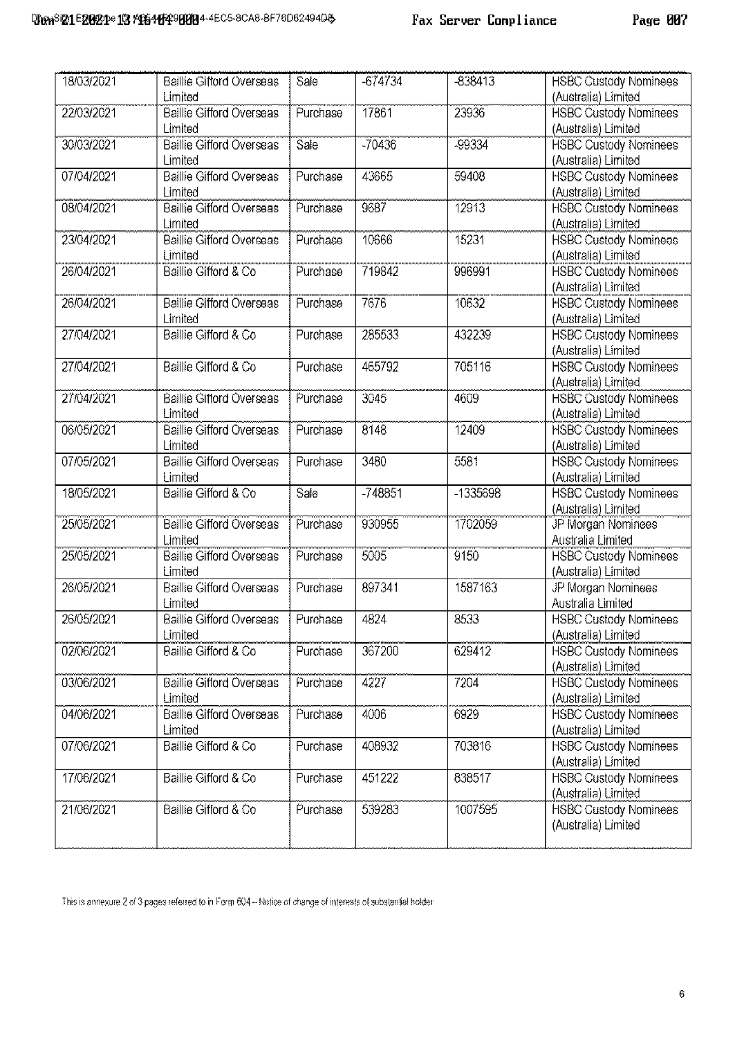| 18/03/2021 | Baillie Gifford Overseas Limited | Sale | -674734 | -838413 | HSBC Custody Nominees (Australia) Limited |
|---|---|---|---|---|---|
| 22/03/2021 | Baillie Gifford Overseas Limited | Purchase | 17861 | 23936 | HSBC Custody Nominees (Australia) Limited |
| 30/03/2021 | Baillie Gifford Overseas Limited | Sale | -70436 | -99334 | HSBC Custody Nominees (Australia) Limited |
| 07/04/2021 | Baillie Gifford Overseas Limited | Purchase | 43665 | 59408 | HSBC Custody Nominees (Australia) Limited |
| 08/04/2021 | Baillie Gifford Overseas Limited | Purchase | 9687 | 12913 | HSBC Custody Nominees (Australia) Limited |
| 23/04/2021 | Baillie Gifford Overseas Limited | Purchase | 10666 | 15231 | HSBC Custody Nominees (Australia) Limited |
| 26/04/2021 | Baillie Gifford & Co | Purchase | 719842 | 996991 | HSBC Custody Nominees (Australia) Limited |
| 26/04/2021 | Baillie Gifford Overseas Limited | Purchase | 7676 | 10632 | HSBC Custody Nominees (Australia) Limited |
| 27/04/2021 | Baillie Gifford & Co | Purchase | 285533 | 432239 | HSBC Custody Nominees (Australia) Limited |
| 27/04/2021 | Baillie Gifford & Co | Purchase | 465792 | 705116 | HSBC Custody Nominees (Australia) Limited |
| 27/04/2021 | Baillie Gifford Overseas Limited | Purchase | 3045 | 4609 | HSBC Custody Nominees (Australia) Limited |
| 06/05/2021 | Baillie Gifford Overseas Limited | Purchase | 8148 | 12409 | HSBC Custody Nominees (Australia) Limited |
| 07/05/2021 | Baillie Gifford Overseas Limited | Purchase | 3480 | 5581 | HSBC Custody Nominees (Australia) Limited |
| 18/05/2021 | Baillie Gifford & Co | Sale | -748851 | -1335698 | HSBC Custody Nominees (Australia) Limited |
| 25/05/2021 | Baillie Gifford Overseas Limited | Purchase | 930955 | 1702059 | JP Morgan Nominees Australia Limited |
| 25/05/2021 | Baillie Gifford Overseas Limited | Purchase | 5005 | 9150 | HSBC Custody Nominees (Australia) Limited |
| 26/05/2021 | Baillie Gifford Overseas Limited | Purchase | 897341 | 1587163 | JP Morgan Nominees Australia Limited |
| 26/05/2021 | Baillie Gifford Overseas Limited | Purchase | 4824 | 8533 | HSBC Custody Nominees (Australia) Limited |
| 02/06/2021 | Baillie Gifford & Co | Purchase | 367200 | 629412 | HSBC Custody Nominees (Australia) Limited |
| 03/06/2021 | Baillie Gifford Overseas Limited | Purchase | 4227 | 7204 | HSBC Custody Nominees (Australia) Limited |
| 04/06/2021 | Baillie Gifford Overseas Limited | Purchase | 4006 | 6929 | HSBC Custody Nominees (Australia) Limited |
| 07/06/2021 | Baillie Gifford & Co | Purchase | 408932 | 703816 | HSBC Custody Nominees (Australia) Limited |
| 17/06/2021 | Baillie Gifford & Co | Purchase | 451222 | 838517 | HSBC Custody Nominees (Australia) Limited |
| 21/06/2021 | Baillie Gifford & Co | Purchase | 539283 | 1007595 | HSBC Custody Nominees (Australia) Limited |

This is annexure 2 of 3 pages referred to in Form 604 – Notice of change of interests of substantial holder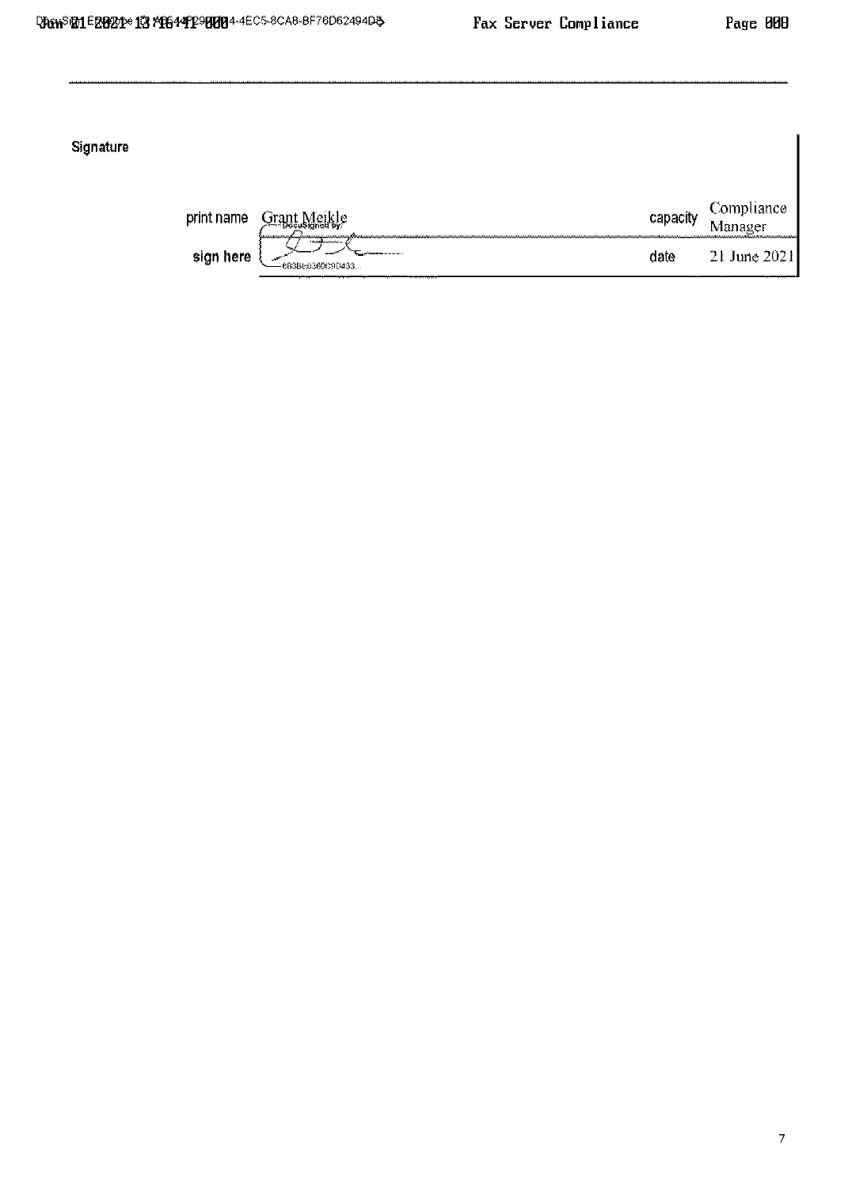**Signature**

| print name | Grant Meikle | capacity | Compliance Manager |
|---|---|---|---|
| sign here | DocuSigned by: 6B3BE036DC9D453... | date | 21 June 2021 |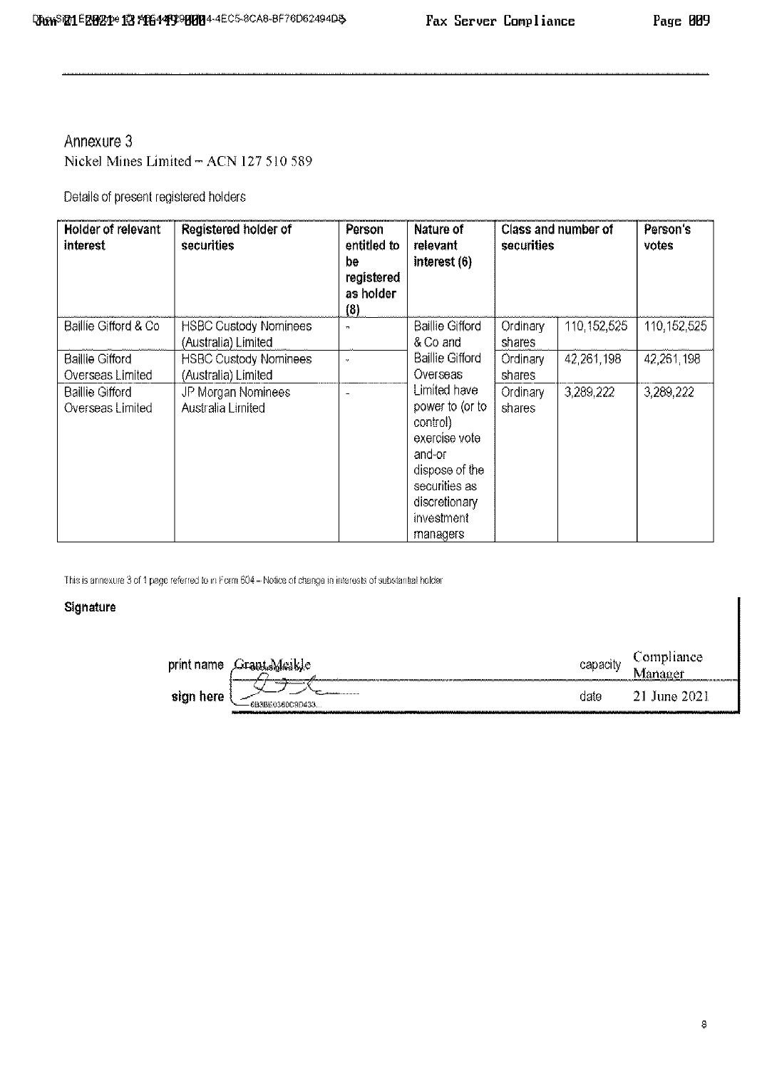Annexure 3

Nickel Mines Limited – ACN 127 510 589

Details of present registered holders

| Holder of relevant interest | Registered holder of securities | Person entitled to be registered as holder (8) | Nature of relevant interest (6) | Class and number of securities | | Person's votes |
|---|---|---|---|---|---|---|
| Baillie Gifford & Co | HSBC Custody Nominees (Australia) Limited | - | Baillie Gifford & Co and Baillie Gifford Overseas Limited have power to (or to control) exercise vote and-or dispose of the securities as discretionary investment managers | Ordinary shares | 110,152,525 | 110,152,525 |
| Baillie Gifford Overseas Limited | HSBC Custody Nominees (Australia) Limited | - | | Ordinary shares | 42,261,198 | 42,261,198 |
| Baillie Gifford Overseas Limited | JP Morgan Nominees Australia Limited | - | | Ordinary shares | 3,289,222 | 3,289,222 |

This is annexure 3 of 1 page referred to in Form 604 – Notice of change in interests of substantial holder

**Signature**

print name Grant Meikle capacity Compliance Manager

sign here date 21 June 2021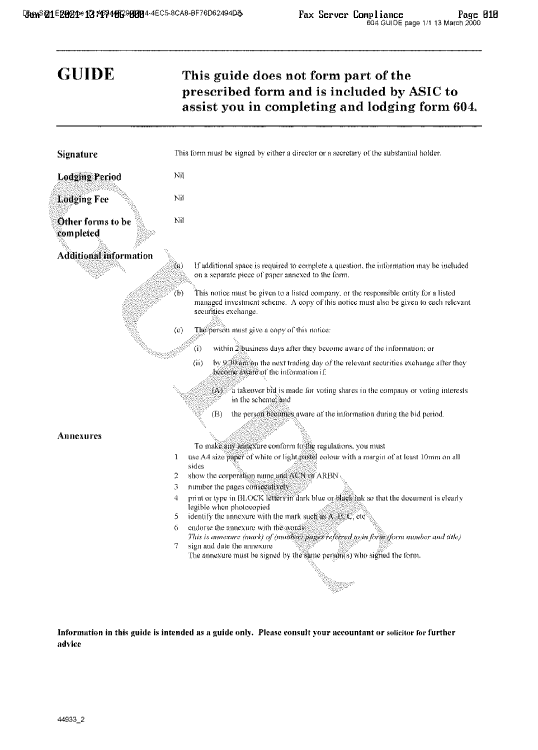# GUIDE

## This guide does not form part of the prescribed form and is included by ASIC to assist you in completing and lodging form 604.

**Signature**

This form must be signed by either a director or a secretary of the substantial holder.

**Lodging Period**

Nil

**Lodging Fee**

Nil

**Other forms to be completed**

Nil

**Additional information**

(a) If additional space is required to complete a question, the information may be included on a separate piece of paper annexed to the form.

(b) This notice must be given to a listed company, or the responsible entity for a listed managed investment scheme. A copy of this notice must also be given to each relevant securities exchange.

(c) The person must give a copy of this notice:

  (i) within 2 business days after they become aware of the information; or

  (ii) by 9:30 am on the next trading day of the relevant securities exchange after they become aware of the information if:

    (A) a takeover bid is made for voting shares in the company or voting interests in the scheme; and

    (B) the person becomes aware of the information during the bid period.

**Annexures**

To make any annexure conform to the regulations, you must

1. use A4 size paper of white or light pastel colour with a margin of at least 10mm on all sides
2. show the corporation name and ACN or ARBN
3. number the pages consecutively
4. print or type in BLOCK letters in dark blue or black ink so that the document is clearly legible when photocopied
5. identify the annexure with the mark such as A, B, C, etc
6. endorse the annexure with the words:
   *This is annexure (mark) of (number) pages referred to in form (form number and title)*
7. sign and date the annexure

The annexure must be signed by the same person(s) who signed the form.

**Information in this guide is intended as a guide only. Please consult your accountant or solicitor for further advice**

44933_2